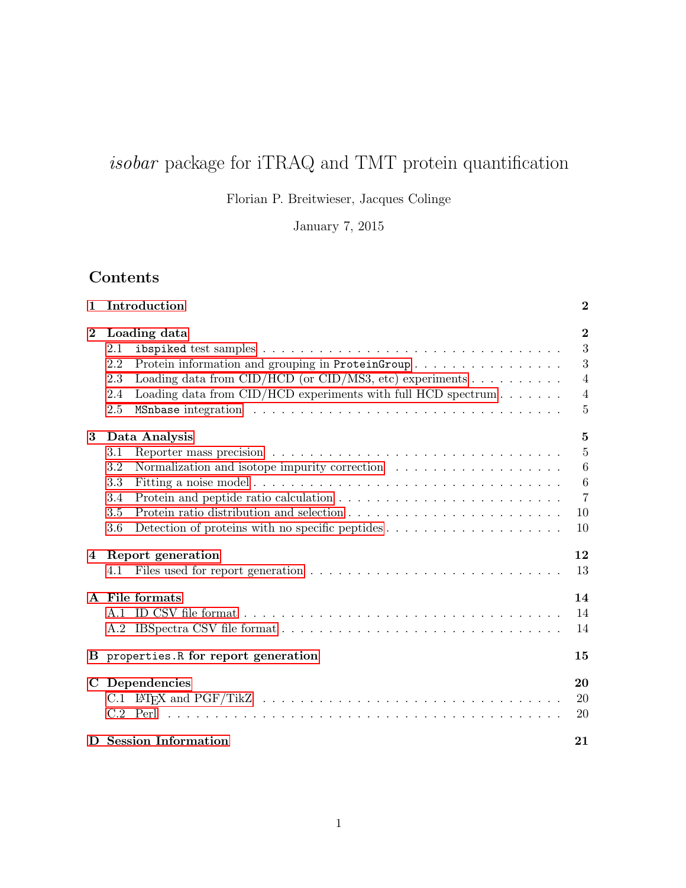# *isobar* package for iTRAQ and TMT protein quantification

Florian P. Breitwieser, Jacques Colinge

January 7, 2015

## Contents

**1 Introduction** — 2

**2 Loading data** — 2

- 2.1 `ibspiked` test samples — 3
- 2.2 Protein information and grouping in `ProteinGroup` — 3
- 2.3 Loading data from CID/HCD (or CID/MS3, etc) experiments — 4
- 2.4 Loading data from CID/HCD experiments with full HCD spectrum — 4
- 2.5 `MSnbase` integration — 5

**3 Data Analysis** — 5

- 3.1 Reporter mass precision — 5
- 3.2 Normalization and isotope impurity correction — 6
- 3.3 Fitting a noise model — 6
- 3.4 Protein and peptide ratio calculation — 7
- 3.5 Protein ratio distribution and selection — 10
- 3.6 Detection of proteins with no specific peptides — 10

**4 Report generation** — 12

- 4.1 Files used for report generation — 13

**A File formats** — 14

- A.1 ID CSV file format — 14
- A.2 IBSpectra CSV file format — 14

**B `properties.R` for report generation** — 15

**C Dependencies** — 20

- C.1 LaTeX and PGF/TikZ — 20
- C.2 Perl — 20

**D Session Information** — 21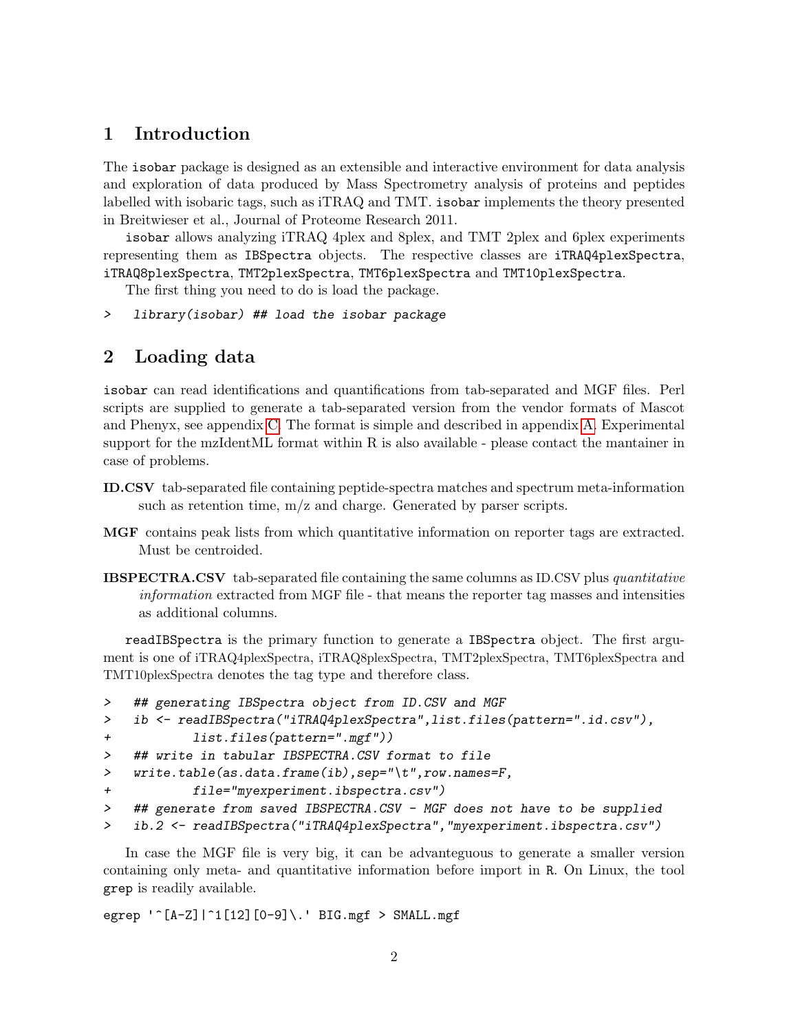## 1 Introduction

The isobar package is designed as an extensible and interactive environment for data analysis and exploration of data produced by Mass Spectrometry analysis of proteins and peptides labelled with isobaric tags, such as iTRAQ and TMT. isobar implements the theory presented in Breitwieser et al., Journal of Proteome Research 2011.

isobar allows analyzing iTRAQ 4plex and 8plex, and TMT 2plex and 6plex experiments representing them as IBSpectra objects. The respective classes are iTRAQ4plexSpectra, iTRAQ8plexSpectra, TMT2plexSpectra, TMT6plexSpectra and TMT10plexSpectra.

The first thing you need to do is load the package.

```
>   library(isobar) ## load the isobar package
```

## 2 Loading data

isobar can read identifications and quantifications from tab-separated and MGF files. Perl scripts are supplied to generate a tab-separated version from the vendor formats of Mascot and Phenyx, see appendix C. The format is simple and described in appendix A. Experimental support for the mzIdentML format within R is also available - please contact the mantainer in case of problems.

**ID.CSV** tab-separated file containing peptide-spectra matches and spectrum meta-information such as retention time, m/z and charge. Generated by parser scripts.

**MGF** contains peak lists from which quantitative information on reporter tags are extracted. Must be centroided.

**IBSPECTRA.CSV** tab-separated file containing the same columns as ID.CSV plus *quantitative information* extracted from MGF file - that means the reporter tag masses and intensities as additional columns.

readIBSpectra is the primary function to generate a IBSpectra object. The first argument is one of iTRAQ4plexSpectra, iTRAQ8plexSpectra, TMT2plexSpectra, TMT6plexSpectra and TMT10plexSpectra denotes the tag type and therefore class.

```
>   ## generating IBSpectra object from ID.CSV and MGF
>   ib <- readIBSpectra("iTRAQ4plexSpectra",list.files(pattern=".id.csv"),
+            list.files(pattern=".mgf"))
>   ## write in tabular IBSPECTRA.CSV format to file
>   write.table(as.data.frame(ib),sep="\t",row.names=F,
+            file="myexperiment.ibspectra.csv")
>   ## generate from saved IBSPECTRA.CSV - MGF does not have to be supplied
>   ib.2 <- readIBSpectra("iTRAQ4plexSpectra","myexperiment.ibspectra.csv")
```

In case the MGF file is very big, it can be advanteguous to generate a smaller version containing only meta- and quantitative information before import in R. On Linux, the tool grep is readily available.

```
egrep '^[A-Z]|^1[12][0-9]\.' BIG.mgf > SMALL.mgf
```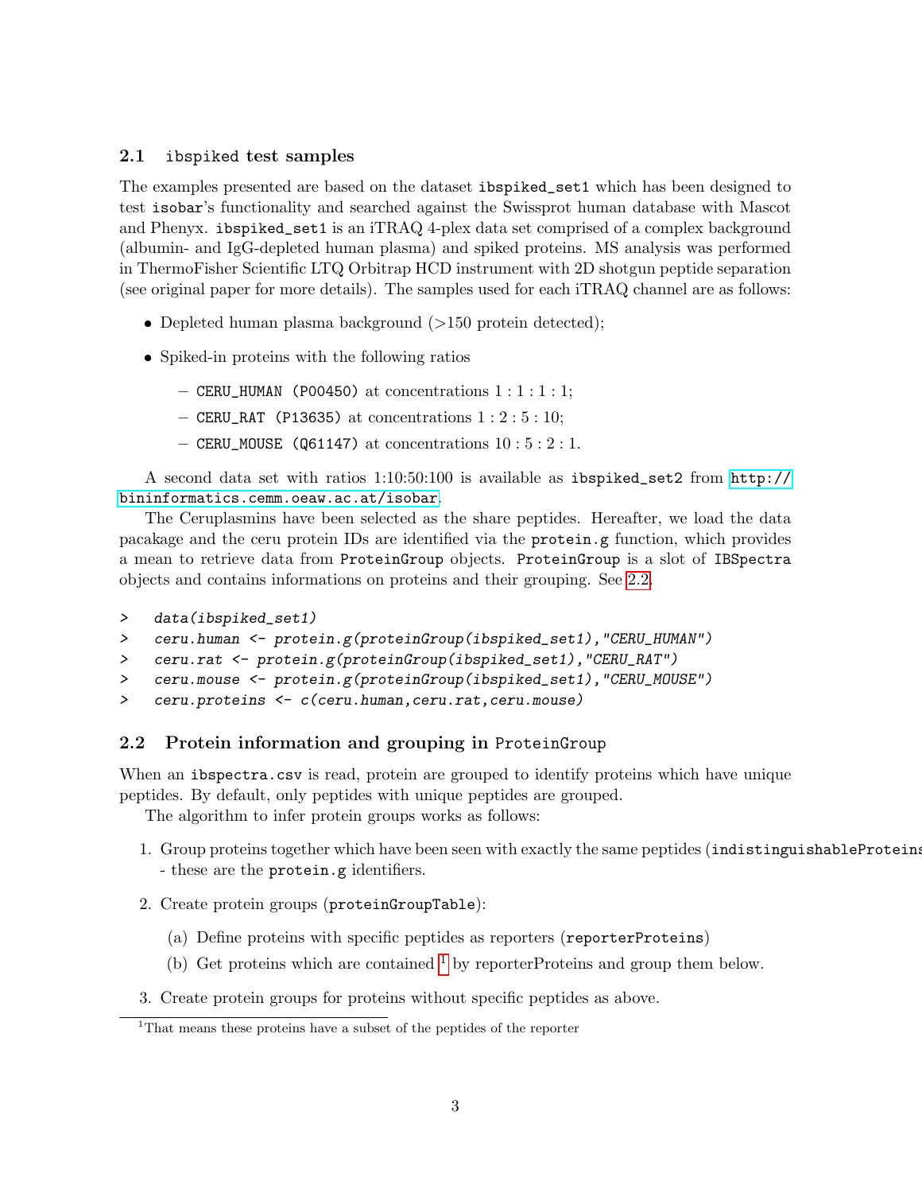### 2.1 ibspiked test samples

The examples presented are based on the dataset ibspiked_set1 which has been designed to test isobar's functionality and searched against the Swissprot human database with Mascot and Phenyx. ibspiked_set1 is an iTRAQ 4-plex data set comprised of a complex background (albumin- and IgG-depleted human plasma) and spiked proteins. MS analysis was performed in ThermoFisher Scientific LTQ Orbitrap HCD instrument with 2D shotgun peptide separation (see original paper for more details). The samples used for each iTRAQ channel are as follows:

- Depleted human plasma background (>150 protein detected);
- Spiked-in proteins with the following ratios
  - CERU_HUMAN (P00450) at concentrations 1 : 1 : 1 : 1;
  - CERU_RAT (P13635) at concentrations 1 : 2 : 5 : 10;
  - CERU_MOUSE (Q61147) at concentrations 10 : 5 : 2 : 1.

A second data set with ratios 1:10:50:100 is available as ibspiked_set2 from http://bininformatics.cemm.oeaw.ac.at/isobar.

The Ceruplasmins have been selected as the share peptides. Hereafter, we load the data pacakage and the ceru protein IDs are identified via the protein.g function, which provides a mean to retrieve data from ProteinGroup objects. ProteinGroup is a slot of IBSpectra objects and contains informations on proteins and their grouping. See 2.2.

```
>   data(ibspiked_set1)
>   ceru.human <- protein.g(proteinGroup(ibspiked_set1),"CERU_HUMAN")
>   ceru.rat <- protein.g(proteinGroup(ibspiked_set1),"CERU_RAT")
>   ceru.mouse <- protein.g(proteinGroup(ibspiked_set1),"CERU_MOUSE")
>   ceru.proteins <- c(ceru.human,ceru.rat,ceru.mouse)
```

### 2.2 Protein information and grouping in ProteinGroup

When an ibspectra.csv is read, protein are grouped to identify proteins which have unique peptides. By default, only peptides with unique peptides are grouped.

The algorithm to infer protein groups works as follows:

1. Group proteins together which have been seen with exactly the same peptides (indistinguishableProteins) - these are the protein.g identifiers.
2. Create protein groups (proteinGroupTable):
   (a) Define proteins with specific peptides as reporters (reporterProteins)
   (b) Get proteins which are contained [1] by reporterProteins and group them below.
3. Create protein groups for proteins without specific peptides as above.

[1] That means these proteins have a subset of the peptides of the reporter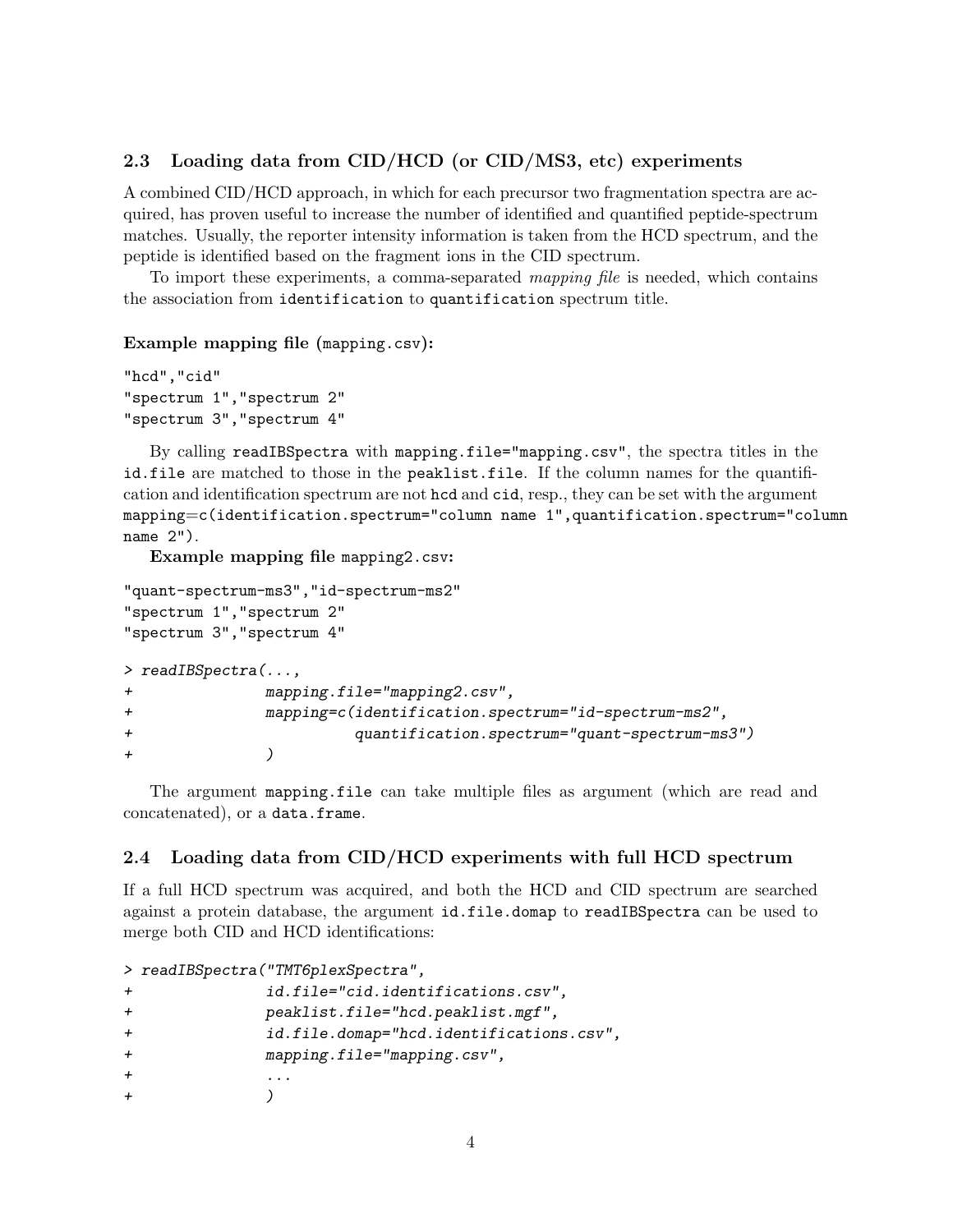### 2.3 Loading data from CID/HCD (or CID/MS3, etc) experiments

A combined CID/HCD approach, in which for each precursor two fragmentation spectra are acquired, has proven useful to increase the number of identified and quantified peptide-spectrum matches. Usually, the reporter intensity information is taken from the HCD spectrum, and the peptide is identified based on the fragment ions in the CID spectrum.

To import these experiments, a comma-separated *mapping file* is needed, which contains the association from `identification` to `quantification` spectrum title.

**Example mapping file (`mapping.csv`):**

```
"hcd","cid"
"spectrum 1","spectrum 2"
"spectrum 3","spectrum 4"
```

By calling `readIBSpectra` with `mapping.file="mapping.csv"`, the spectra titles in the `id.file` are matched to those in the `peaklist.file`. If the column names for the quantification and identification spectrum are not `hcd` and `cid`, resp., they can be set with the argument `mapping=c(identification.spectrum="column name 1",quantification.spectrum="column name 2")`.

**Example mapping file `mapping2.csv`:**

```
"quant-spectrum-ms3","id-spectrum-ms2"
"spectrum 1","spectrum 2"
"spectrum 3","spectrum 4"
```

```
> readIBSpectra(...,
+               mapping.file="mapping2.csv",
+               mapping=c(identification.spectrum="id-spectrum-ms2",
+                         quantification.spectrum="quant-spectrum-ms3")
+               )
```

The argument `mapping.file` can take multiple files as argument (which are read and concatenated), or a `data.frame`.

### 2.4 Loading data from CID/HCD experiments with full HCD spectrum

If a full HCD spectrum was acquired, and both the HCD and CID spectrum are searched against a protein database, the argument `id.file.domap` to `readIBSpectra` can be used to merge both CID and HCD identifications:

```
> readIBSpectra("TMT6plexSpectra",
+               id.file="cid.identifications.csv",
+               peaklist.file="hcd.peaklist.mgf",
+               id.file.domap="hcd.identifications.csv",
+               mapping.file="mapping.csv",
+               ...
+               )
```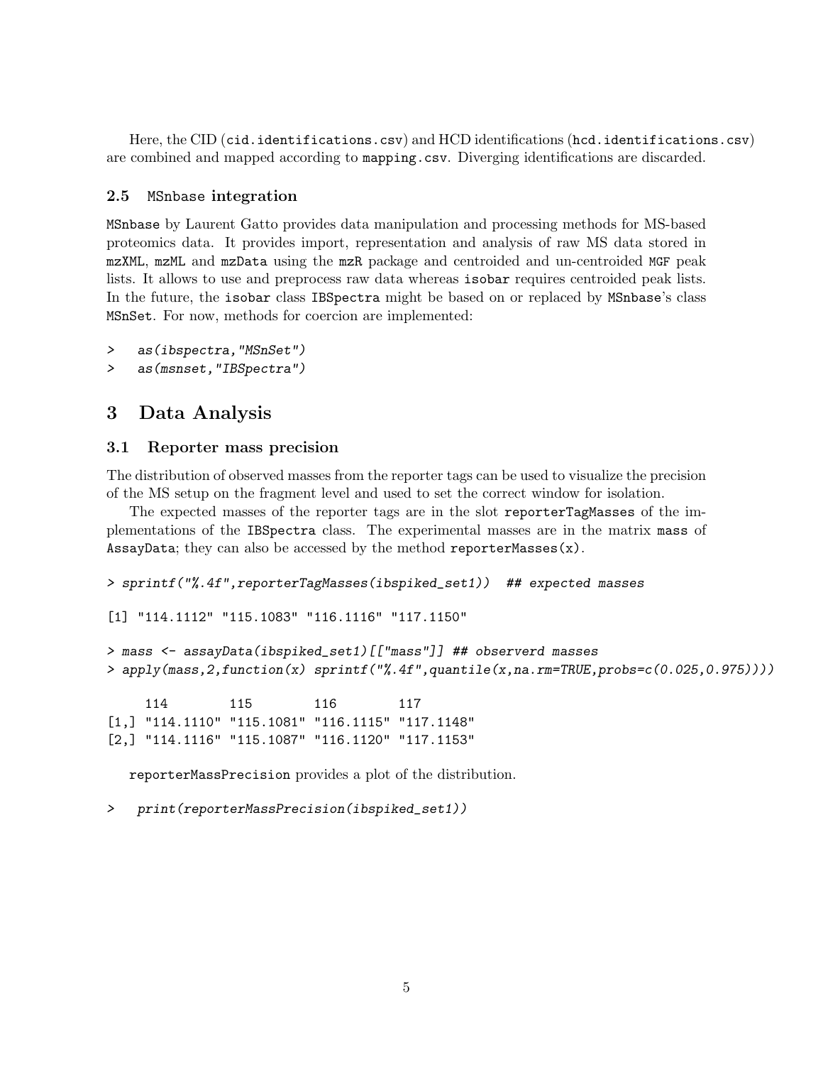Here, the CID (`cid.identifications.csv`) and HCD identifications (`hcd.identifications.csv`) are combined and mapped according to `mapping.csv`. Diverging identifications are discarded.

### 2.5 MSnbase integration

MSnbase by Laurent Gatto provides data manipulation and processing methods for MS-based proteomics data. It provides import, representation and analysis of raw MS data stored in mzXML, mzML and mzData using the mzR package and centroided and un-centroided MGF peak lists. It allows to use and preprocess raw data whereas isobar requires centroided peak lists. In the future, the isobar class IBSpectra might be based on or replaced by MSnbase's class MSnSet. For now, methods for coercion are implemented:

```
>   as(ibspectra,"MSnSet")
>   as(msnset,"IBSpectra")
```

## 3 Data Analysis

### 3.1 Reporter mass precision

The distribution of observed masses from the reporter tags can be used to visualize the precision of the MS setup on the fragment level and used to set the correct window for isolation.

The expected masses of the reporter tags are in the slot `reporterTagMasses` of the implementations of the `IBSpectra` class. The experimental masses are in the matrix `mass` of `AssayData`; they can also be accessed by the method `reporterMasses(x)`.

```
> sprintf("%.4f",reporterTagMasses(ibspiked_set1))  ## expected masses

[1] "114.1112" "115.1083" "116.1116" "117.1150"

> mass <- assayData(ibspiked_set1)[["mass"]] ## observerd masses
> apply(mass,2,function(x) sprintf("%.4f",quantile(x,na.rm=TRUE,probs=c(0.025,0.975))))

     114        115        116        117
[1,] "114.1110" "115.1081" "116.1115" "117.1148"
[2,] "114.1116" "115.1087" "116.1120" "117.1153"
```

`reporterMassPrecision` provides a plot of the distribution.

```
>   print(reporterMassPrecision(ibspiked_set1))
```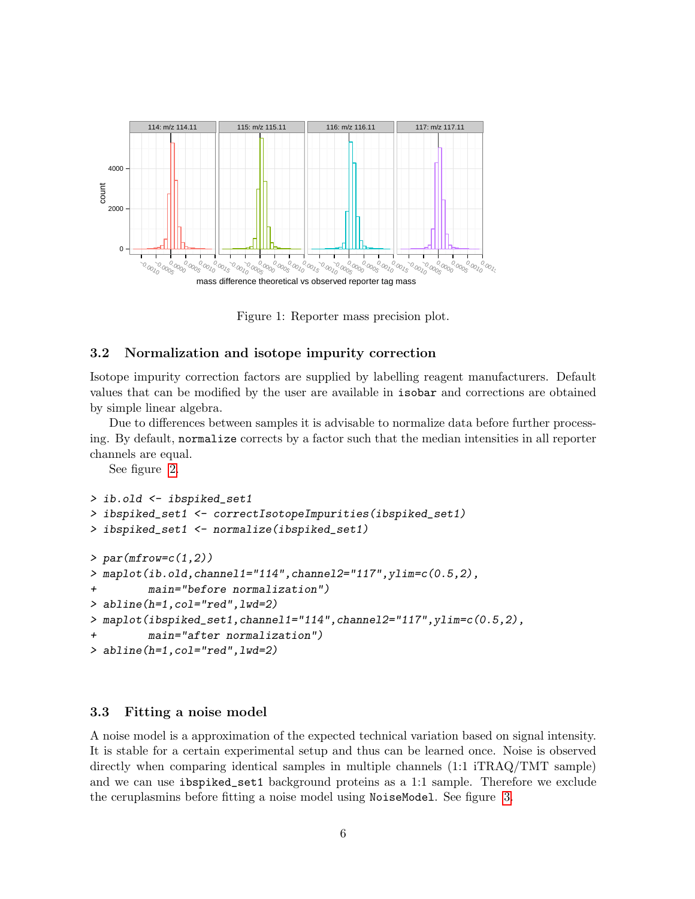Figure 1: Reporter mass precision plot.

### 3.2 Normalization and isotope impurity correction

Isotope impurity correction factors are supplied by labelling reagent manufacturers. Default values that can be modified by the user are available in `isobar` and corrections are obtained by simple linear algebra.

Due to differences between samples it is advisable to normalize data before further processing. By default, `normalize` corrects by a factor such that the median intensities in all reporter channels are equal.

See figure 2.

```
> ib.old <- ibspiked_set1
> ibspiked_set1 <- correctIsotopeImpurities(ibspiked_set1)
> ibspiked_set1 <- normalize(ibspiked_set1)
```

```
> par(mfrow=c(1,2))
> maplot(ib.old,channel1="114",channel2="117",ylim=c(0.5,2),
+        main="before normalization")
> abline(h=1,col="red",lwd=2)
> maplot(ibspiked_set1,channel1="114",channel2="117",ylim=c(0.5,2),
+        main="after normalization")
> abline(h=1,col="red",lwd=2)
```

### 3.3 Fitting a noise model

A noise model is a approximation of the expected technical variation based on signal intensity. It is stable for a certain experimental setup and thus can be learned once. Noise is observed directly when comparing identical samples in multiple channels (1:1 iTRAQ/TMT sample) and we can use `ibspiked_set1` background proteins as a 1:1 sample. Therefore we exclude the ceruplasmins before fitting a noise model using `NoiseModel`. See figure 3.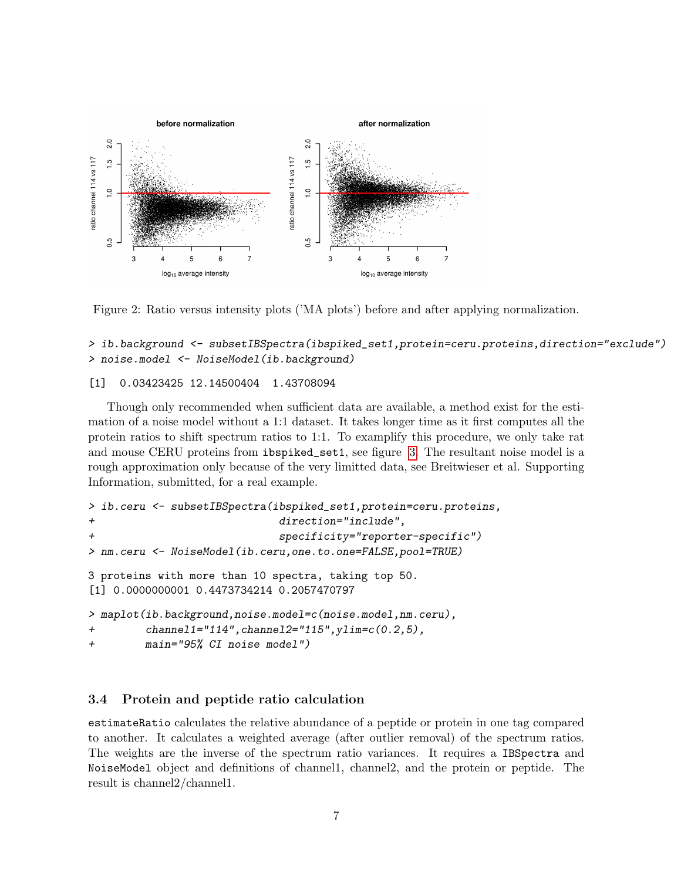Figure 2: Ratio versus intensity plots ('MA plots') before and after applying normalization.

```
> ib.background <- subsetIBSpectra(ibspiked_set1,protein=ceru.proteins,direction="exclude")
> noise.model <- NoiseModel(ib.background)

[1]  0.03423425 12.14500404  1.43708094
```

Though only recommended when sufficient data are available, a method exist for the estimation of a noise model without a 1:1 dataset. It takes longer time as it first computes all the protein ratios to shift spectrum ratios to 1:1. To examplify this procedure, we only take rat and mouse CERU proteins from `ibspiked_set1`, see figure 3. The resultant noise model is a rough approximation only because of the very limitted data, see Breitwieser et al. Supporting Information, submitted, for a real example.

```
> ib.ceru <- subsetIBSpectra(ibspiked_set1,protein=ceru.proteins,
+                             direction="include",
+                             specificity="reporter-specific")
> nm.ceru <- NoiseModel(ib.ceru,one.to.one=FALSE,pool=TRUE)

3 proteins with more than 10 spectra, taking top 50.
[1] 0.0000000001 0.4473734214 0.2057470797

> maplot(ib.background,noise.model=c(noise.model,nm.ceru),
+        channel1="114",channel2="115",ylim=c(0.2,5),
+        main="95% CI noise model")
```

## 3.4 Protein and peptide ratio calculation

`estimateRatio` calculates the relative abundance of a peptide or protein in one tag compared to another. It calculates a weighted average (after outlier removal) of the spectrum ratios. The weights are the inverse of the spectrum ratio variances. It requires a `IBSpectra` and `NoiseModel` object and definitions of channel1, channel2, and the protein or peptide. The result is channel2/channel1.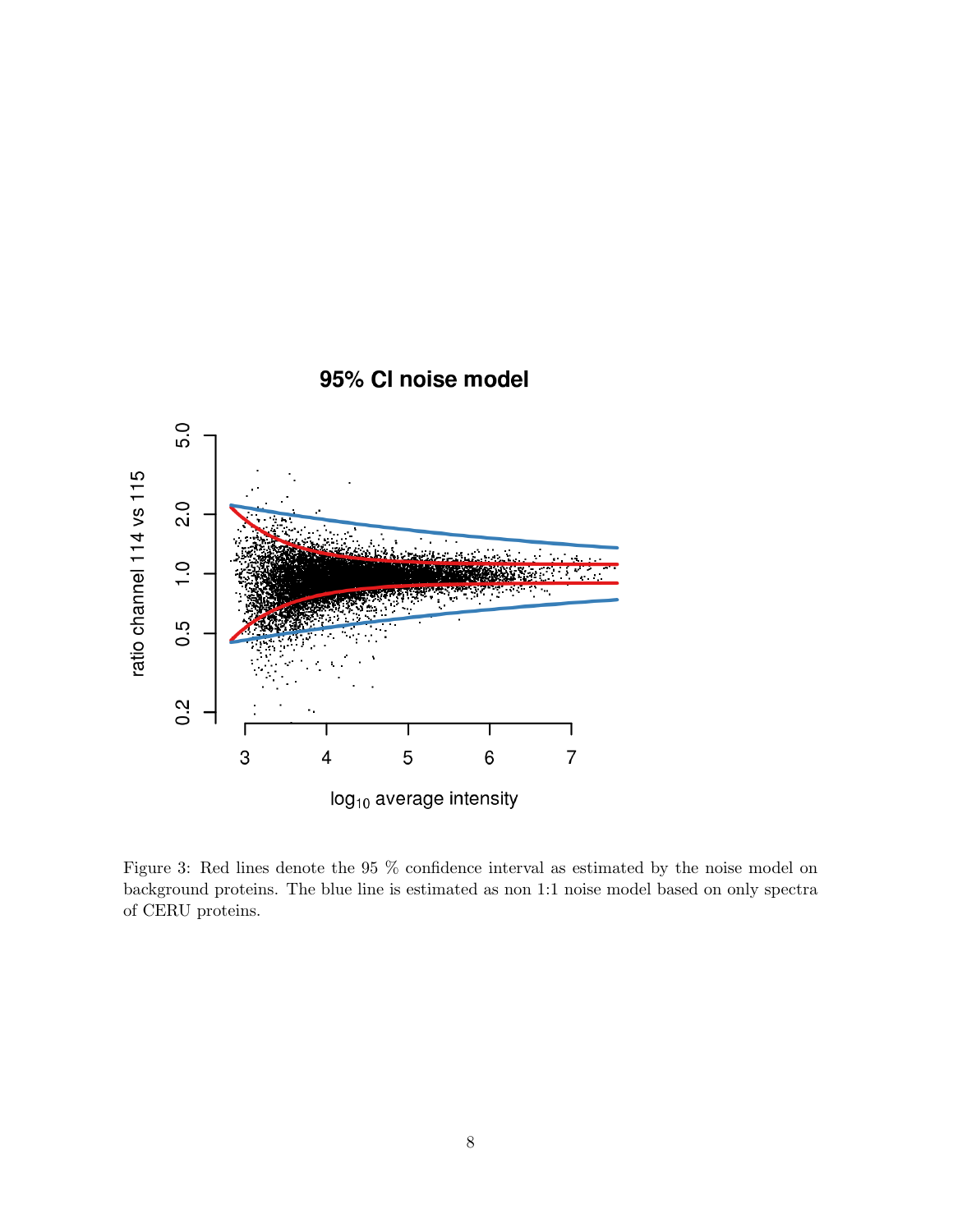Figure 3: Red lines denote the 95 % confidence interval as estimated by the noise model on background proteins. The blue line is estimated as non 1:1 noise model based on only spectra of CERU proteins.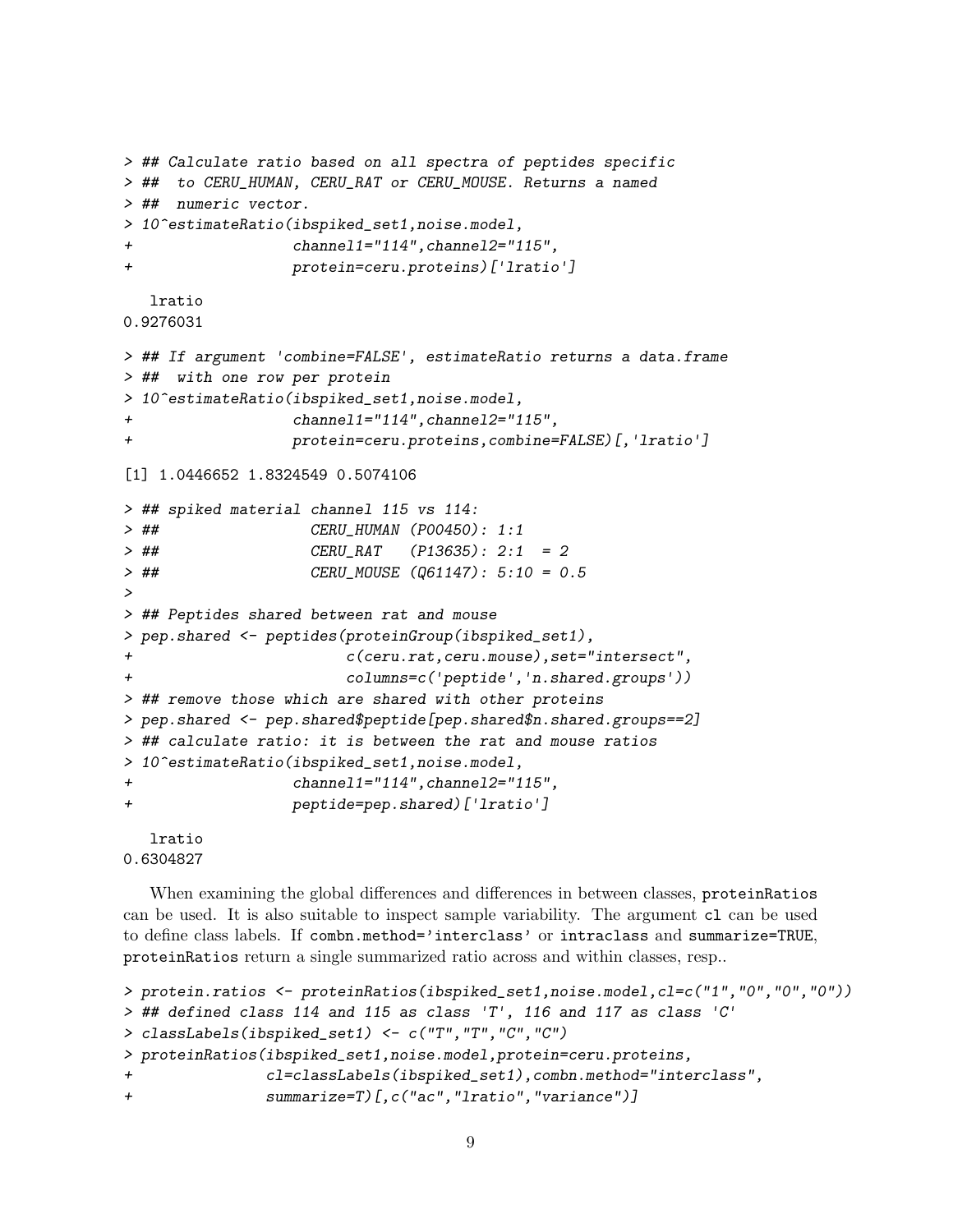```
> ## Calculate ratio based on all spectra of peptides specific
> ##  to CERU_HUMAN, CERU_RAT or CERU_MOUSE. Returns a named
> ##  numeric vector.
> 10^estimateRatio(ibspiked_set1,noise.model,
+                  channel1="114",channel2="115",
+                  protein=ceru.proteins)['lratio']

   lratio
0.9276031

> ## If argument 'combine=FALSE', estimateRatio returns a data.frame
> ##  with one row per protein
> 10^estimateRatio(ibspiked_set1,noise.model,
+                  channel1="114",channel2="115",
+                  protein=ceru.proteins,combine=FALSE)[,'lratio']

[1] 1.0446652 1.8324549 0.5074106

> ## spiked material channel 115 vs 114:
> ##                 CERU_HUMAN (P00450): 1:1
> ##                 CERU_RAT   (P13635): 2:1  = 2
> ##                 CERU_MOUSE (Q61147): 5:10 = 0.5
>
> ## Peptides shared between rat and mouse
> pep.shared <- peptides(proteinGroup(ibspiked_set1),
+                        c(ceru.rat,ceru.mouse),set="intersect",
+                        columns=c('peptide','n.shared.groups'))
> ## remove those which are shared with other proteins
> pep.shared <- pep.shared$peptide[pep.shared$n.shared.groups==2]
> ## calculate ratio: it is between the rat and mouse ratios
> 10^estimateRatio(ibspiked_set1,noise.model,
+                  channel1="114",channel2="115",
+                  peptide=pep.shared)['lratio']

   lratio
0.6304827
```

When examining the global differences and differences in between classes, proteinRatios can be used. It is also suitable to inspect sample variability. The argument cl can be used to define class labels. If combn.method='interclass' or intraclass and summarize=TRUE, proteinRatios return a single summarized ratio across and within classes, resp..

```
> protein.ratios <- proteinRatios(ibspiked_set1,noise.model,cl=c("1","0","0","0"))
> ## defined class 114 and 115 as class 'T', 116 and 117 as class 'C'
> classLabels(ibspiked_set1) <- c("T","T","C","C")
> proteinRatios(ibspiked_set1,noise.model,protein=ceru.proteins,
+               cl=classLabels(ibspiked_set1),combn.method="interclass",
+               summarize=T)[,c("ac","lratio","variance")]
```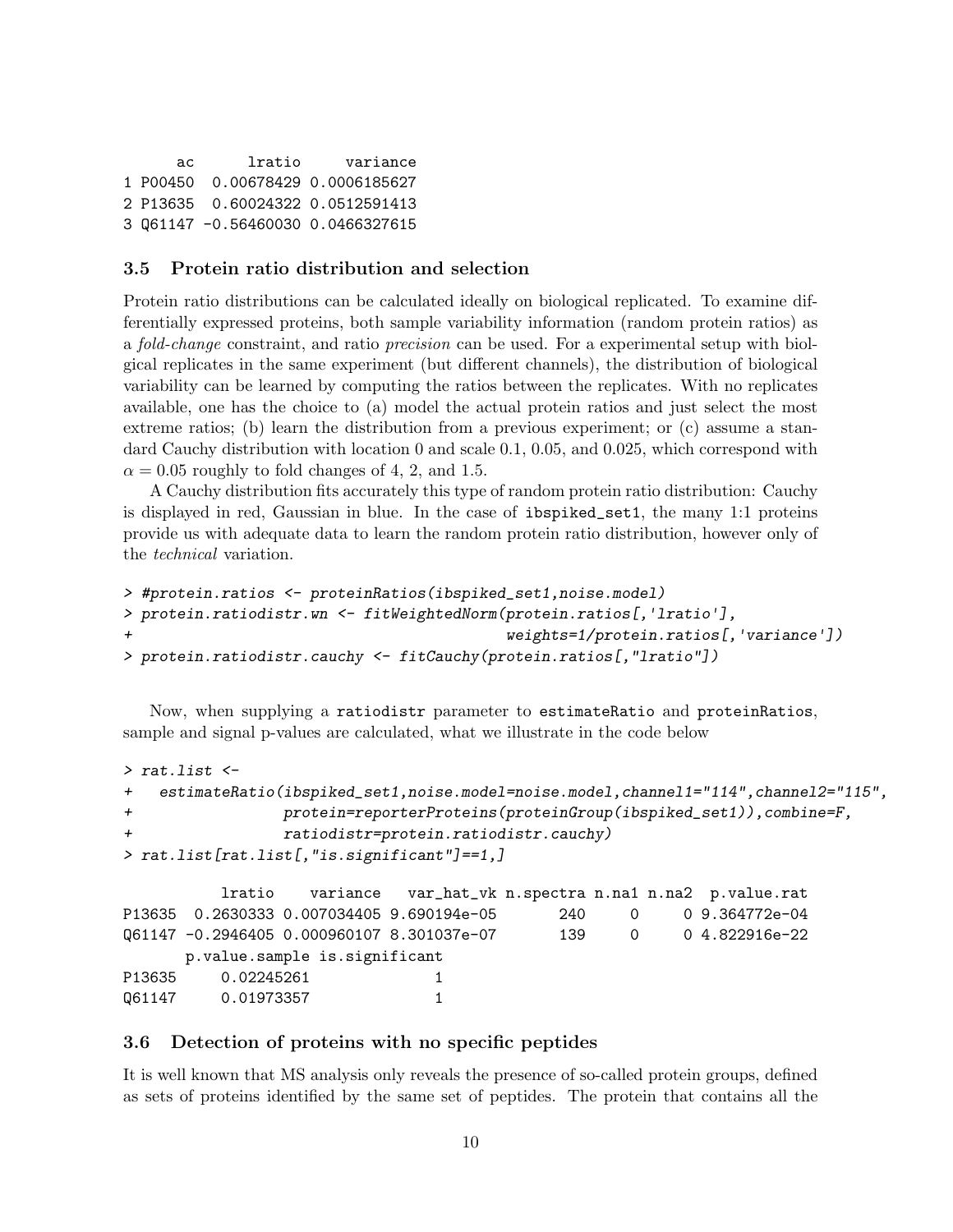```
      ac      lratio     variance
1 P00450  0.00678429 0.0006185627
2 P13635  0.60024322 0.0512591413
3 Q61147 -0.56460030 0.0466327615
```

### 3.5 Protein ratio distribution and selection

Protein ratio distributions can be calculated ideally on biological replicated. To examine differentially expressed proteins, both sample variability information (random protein ratios) as a *fold-change* constraint, and ratio *precision* can be used. For a experimental setup with biolgical replicates in the same experiment (but different channels), the distribution of biological variability can be learned by computing the ratios between the replicates. With no replicates available, one has the choice to (a) model the actual protein ratios and just select the most extreme ratios; (b) learn the distribution from a previous experiment; or (c) assume a standard Cauchy distribution with location 0 and scale 0.1, 0.05, and 0.025, which correspond with $\alpha = 0.05$ roughly to fold changes of 4, 2, and 1.5.

A Cauchy distribution fits accurately this type of random protein ratio distribution: Cauchy is displayed in red, Gaussian in blue. In the case of ibspiked_set1, the many 1:1 proteins provide us with adequate data to learn the random protein ratio distribution, however only of the *technical* variation.

```
> #protein.ratios <- proteinRatios(ibspiked_set1,noise.model)
> protein.ratiodistr.wn <- fitWeightedNorm(protein.ratios[,'lratio'],
+                                          weights=1/protein.ratios[,'variance'])
> protein.ratiodistr.cauchy <- fitCauchy(protein.ratios[,"lratio"])
```

Now, when supplying a ratiodistr parameter to estimateRatio and proteinRatios, sample and signal p-values are calculated, what we illustrate in the code below

```
> rat.list <-
+   estimateRatio(ibspiked_set1,noise.model=noise.model,channel1="114",channel2="115",
+                 protein=reporterProteins(proteinGroup(ibspiked_set1)),combine=F,
+                 ratiodistr=protein.ratiodistr.cauchy)
> rat.list[rat.list[,"is.significant"]==1,]

           lratio    variance    var_hat_vk n.spectra n.na1 n.na2  p.value.rat
P13635  0.2630333 0.007034405 9.690194e-05       240     0     0 9.364772e-04
Q61147 -0.2946405 0.000960107 8.301037e-07       139     0     0 4.822916e-22
       p.value.sample is.significant
P13635     0.02245261              1
Q61147     0.01973357              1
```

### 3.6 Detection of proteins with no specific peptides

It is well known that MS analysis only reveals the presence of so-called protein groups, defined as sets of proteins identified by the same set of peptides. The protein that contains all the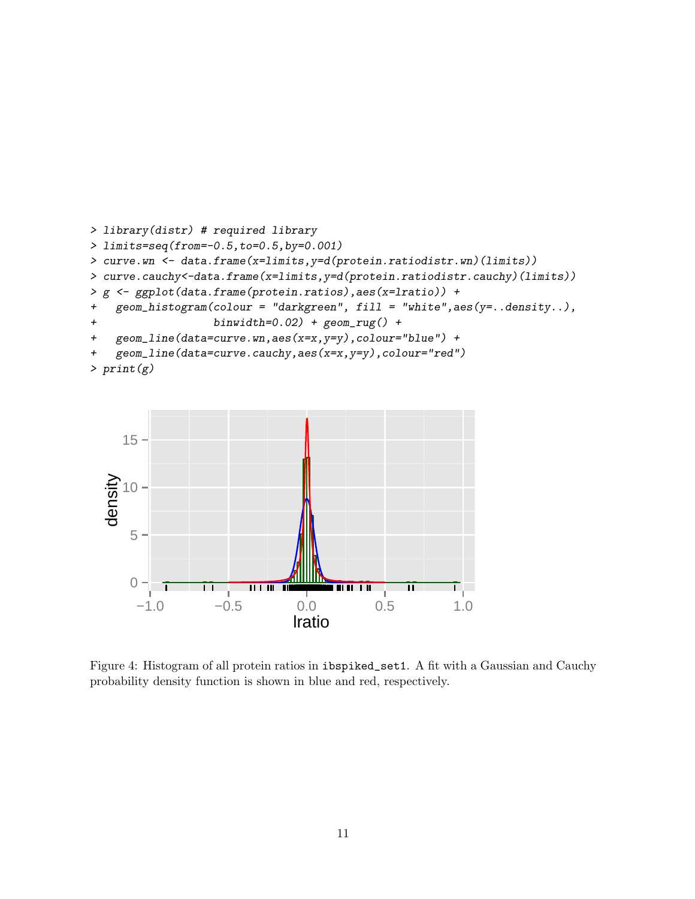```
> library(distr) # required library
> limits=seq(from=-0.5,to=0.5,by=0.001)
> curve.wn <- data.frame(x=limits,y=d(protein.ratiodistr.wn)(limits))
> curve.cauchy<-data.frame(x=limits,y=d(protein.ratiodistr.cauchy)(limits))
> g <- ggplot(data.frame(protein.ratios),aes(x=lratio)) +
+   geom_histogram(colour = "darkgreen", fill = "white",aes(y=..density..),
+                  binwidth=0.02) + geom_rug() +
+   geom_line(data=curve.wn,aes(x=x,y=y),colour="blue") +
+   geom_line(data=curve.cauchy,aes(x=x,y=y),colour="red")
> print(g)
```

Figure 4: Histogram of all protein ratios in `ibspiked_set1`. A fit with a Gaussian and Cauchy probability density function is shown in blue and red, respectively.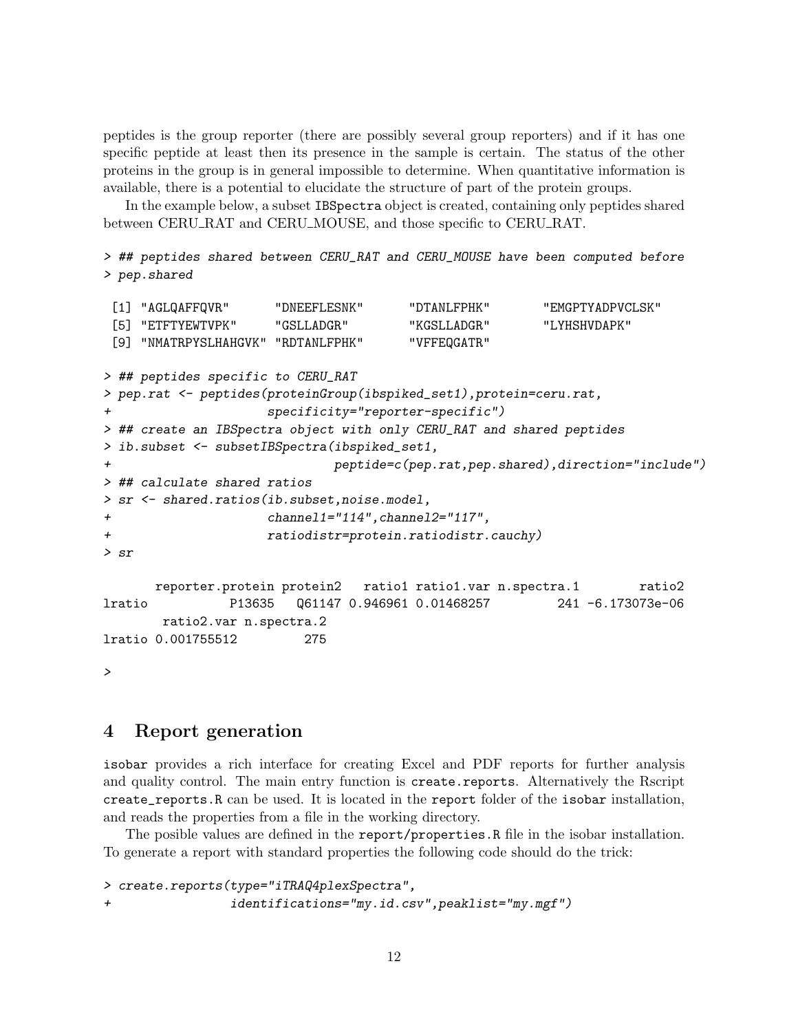peptides is the group reporter (there are possibly several group reporters) and if it has one specific peptide at least then its presence in the sample is certain. The status of the other proteins in the group is in general impossible to determine. When quantitative information is available, there is a potential to elucidate the structure of part of the protein groups.

In the example below, a subset IBSpectra object is created, containing only peptides shared between CERU_RAT and CERU_MOUSE, and those specific to CERU_RAT.

```
> ## peptides shared between CERU_RAT and CERU_MOUSE have been computed before
> pep.shared

 [1] "AGLQAFFQVR"      "DNEEFLESNK"      "DTANLFPHK"       "EMGPTYADPVCLSK"
 [5] "ETFTYEWTVPK"     "GSLLADGR"        "KGSLLADGR"       "LYHSHVDAPK"
 [9] "NMATRPYSLHAHGVK" "RDTANLFPHK"      "VFFEQGATR"

> ## peptides specific to CERU_RAT
> pep.rat <- peptides(proteinGroup(ibspiked_set1),protein=ceru.rat,
+                     specificity="reporter-specific")
> ## create an IBSpectra object with only CERU_RAT and shared peptides
> ib.subset <- subsetIBSpectra(ibspiked_set1,
+                              peptide=c(pep.rat,pep.shared),direction="include")
> ## calculate shared ratios
> sr <- shared.ratios(ib.subset,noise.model,
+                     channel1="114",channel2="117",
+                     ratiodistr=protein.ratiodistr.cauchy)
> sr

       reporter.protein protein2   ratio1 ratio1.var n.spectra.1        ratio2
lratio           P13635   Q61147 0.946961 0.01468257         241 -6.173073e-06
        ratio2.var n.spectra.2
lratio 0.001755512         275

>
```

# 4 Report generation

isobar provides a rich interface for creating Excel and PDF reports for further analysis and quality control. The main entry function is create.reports. Alternatively the Rscript create_reports.R can be used. It is located in the report folder of the isobar installation, and reads the properties from a file in the working directory.

The posible values are defined in the report/properties.R file in the isobar installation. To generate a report with standard properties the following code should do the trick:

```
> create.reports(type="iTRAQ4plexSpectra",
+                identifications="my.id.csv",peaklist="my.mgf")
```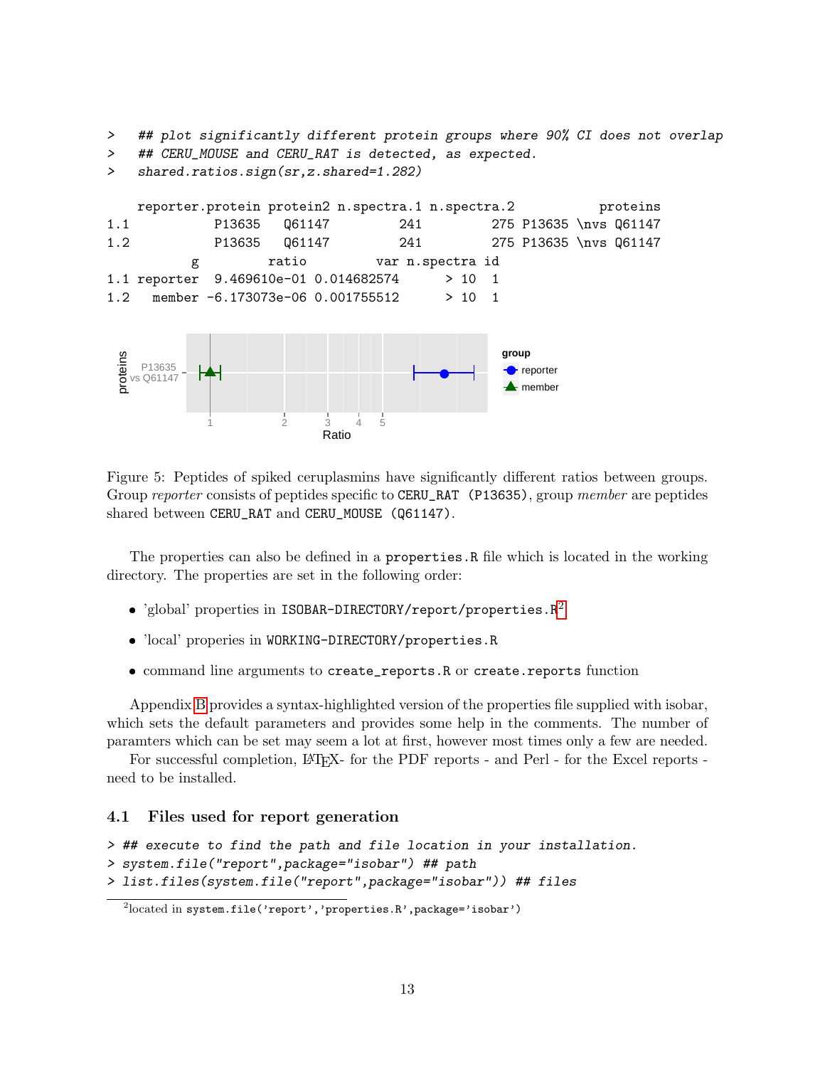```
>   ## plot significantly different protein groups where 90% CI does not overlap
>   ## CERU_MOUSE and CERU_RAT is detected, as expected.
>   shared.ratios.sign(sr,z.shared=1.282)

    reporter.protein protein2 n.spectra.1 n.spectra.2           proteins
1.1           P13635   Q61147         241         275 P13635 \nvs Q61147
1.2           P13635   Q61147         241         275 P13635 \nvs Q61147
           g         ratio         var n.spectra id
1.1 reporter  9.469610e-01 0.014682574      > 10  1
1.2   member -6.173073e-06 0.001755512      > 10  1
```

Figure 5: Peptides of spiked ceruplasmins have significantly different ratios between groups. Group *reporter* consists of peptides specific to `CERU_RAT (P13635)`, group *member* are peptides shared between `CERU_RAT` and `CERU_MOUSE (Q61147)`.

The properties can also be defined in a `properties.R` file which is located in the working directory. The properties are set in the following order:

- 'global' properties in `ISOBAR-DIRECTORY/report/properties.R`[2]
- 'local' properies in `WORKING-DIRECTORY/properties.R`
- command line arguments to `create_reports.R` or `create.reports` function

Appendix B provides a syntax-highlighted version of the properties file supplied with isobar, which sets the default parameters and provides some help in the comments. The number of paramters which can be set may seem a lot at first, however most times only a few are needed.

For successful completion, LaTeX- for the PDF reports - and Perl - for the Excel reports - need to be installed.

## 4.1 Files used for report generation

```
> ## execute to find the path and file location in your installation.
> system.file("report",package="isobar") ## path
> list.files(system.file("report",package="isobar")) ## files
```

[2]located in `system.file('report','properties.R',package='isobar')`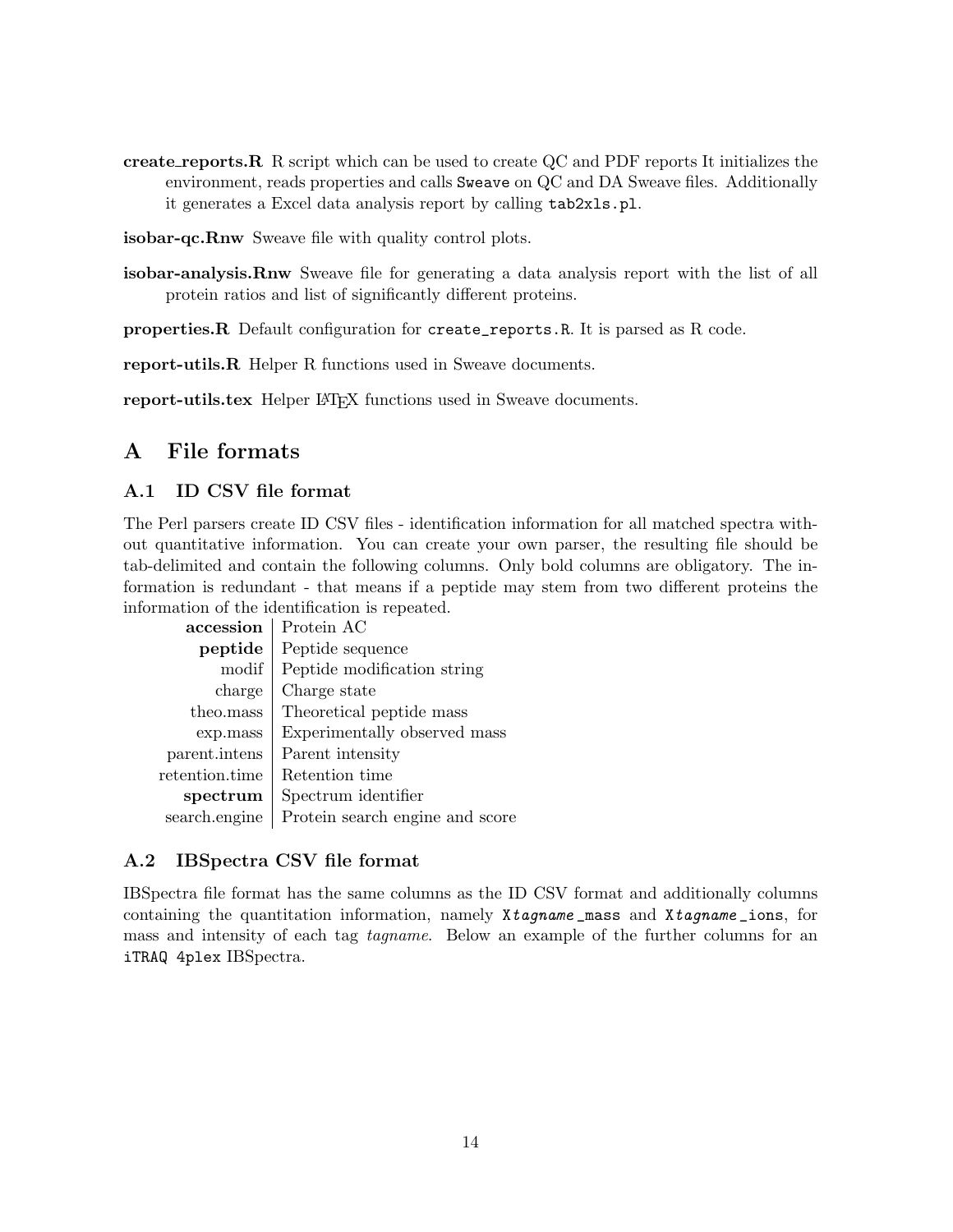**create_reports.R** R script which can be used to create QC and PDF reports It initializes the environment, reads properties and calls `Sweave` on QC and DA Sweave files. Additionally it generates a Excel data analysis report by calling `tab2xls.pl`.

**isobar-qc.Rnw** Sweave file with quality control plots.

**isobar-analysis.Rnw** Sweave file for generating a data analysis report with the list of all protein ratios and list of significantly different proteins.

**properties.R** Default configuration for `create_reports.R`. It is parsed as R code.

**report-utils.R** Helper R functions used in Sweave documents.

**report-utils.tex** Helper LaTeX functions used in Sweave documents.

# A File formats

## A.1 ID CSV file format

The Perl parsers create ID CSV files - identification information for all matched spectra without quantitative information. You can create your own parser, the resulting file should be tab-delimited and contain the following columns. Only bold columns are obligatory. The information is redundant - that means if a peptide may stem from two different proteins the information of the identification is repeated.

| Column | Description |
|---|---|
| **accession** | Protein AC |
| **peptide** | Peptide sequence |
| modif | Peptide modification string |
| charge | Charge state |
| theo.mass | Theoretical peptide mass |
| exp.mass | Experimentally observed mass |
| parent.intens | Parent intensity |
| retention.time | Retention time |
| **spectrum** | Spectrum identifier |
| search.engine | Protein search engine and score |

## A.2 IBSpectra CSV file format

IBSpectra file format has the same columns as the ID CSV format and additionally columns containing the quantitation information, namely `X`*tagname*`_mass` and `X`*tagname*`_ions`, for mass and intensity of each tag *tagname*. Below an example of the further columns for an `iTRAQ 4plex` IBSpectra.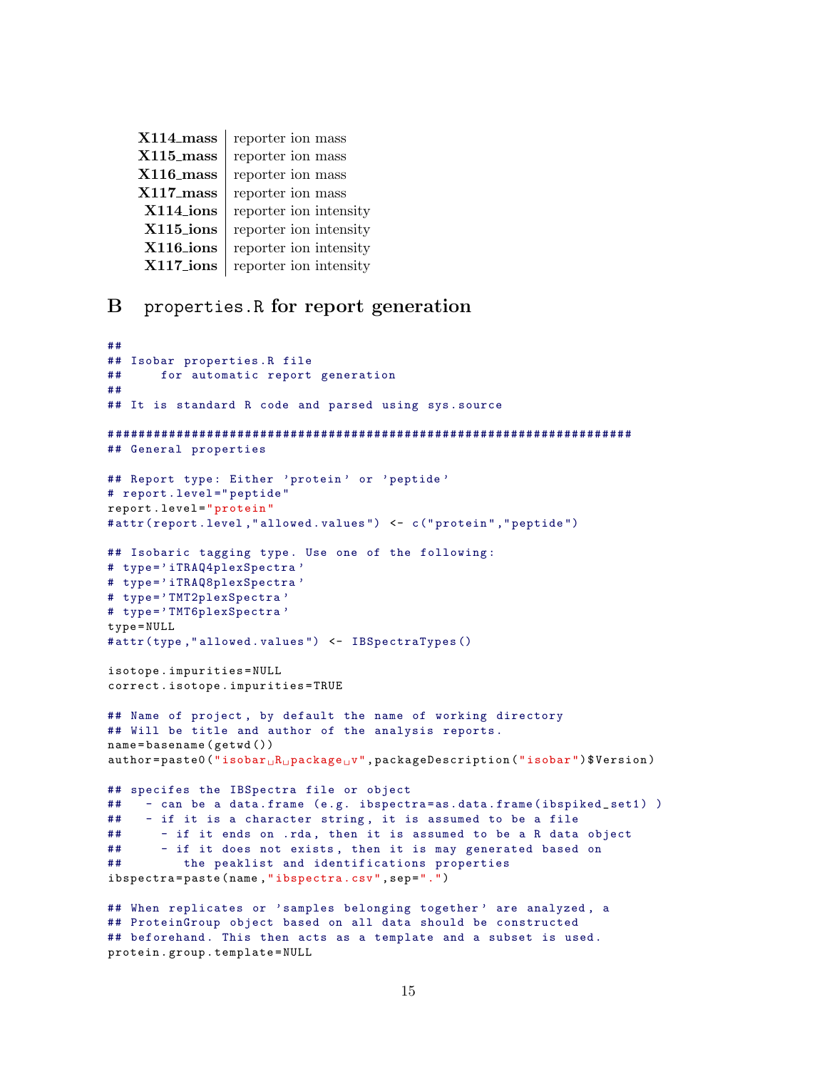| | |
|---|---|
| **X114_mass** | reporter ion mass |
| **X115_mass** | reporter ion mass |
| **X116_mass** | reporter ion mass |
| **X117_mass** | reporter ion mass |
| **X114_ions** | reporter ion intensity |
| **X115_ions** | reporter ion intensity |
| **X116_ions** | reporter ion intensity |
| **X117_ions** | reporter ion intensity |

# B properties.R for report generation

```
##
## Isobar properties.R file
##     for automatic report generation
##
## It is standard R code and parsed using sys.source

######################################################################
## General properties

## Report type: Either 'protein' or 'peptide'
# report.level="peptide"
report.level="protein"
#attr(report.level,"allowed.values") <- c("protein","peptide")

## Isobaric tagging type. Use one of the following:
# type='iTRAQ4plexSpectra'
# type='iTRAQ8plexSpectra'
# type='TMT2plexSpectra'
# type='TMT6plexSpectra'
type=NULL
#attr(type,"allowed.values") <- IBSpectraTypes()

isotope.impurities=NULL
correct.isotope.impurities=TRUE

## Name of project, by default the name of working directory
## Will be title and author of the analysis reports.
name=basename(getwd())
author=paste0("isobar R package v",packageDescription("isobar")$Version)

## specifes the IBSpectra file or object
##   - can be a data.frame (e.g. ibspectra=as.data.frame(ibspiked_set1) )
##   - if it is a character string, it is assumed to be a file
##     - if it ends on .rda, then it is assumed to be a R data object
##     - if it does not exists, then it is may generated based on
##        the peaklist and identifications properties
ibspectra=paste(name,"ibspectra.csv",sep=".")

## When replicates or 'samples belonging together' are analyzed, a
## ProteinGroup object based on all data should be constructed
## beforehand. This then acts as a template and a subset is used.
protein.group.template=NULL
```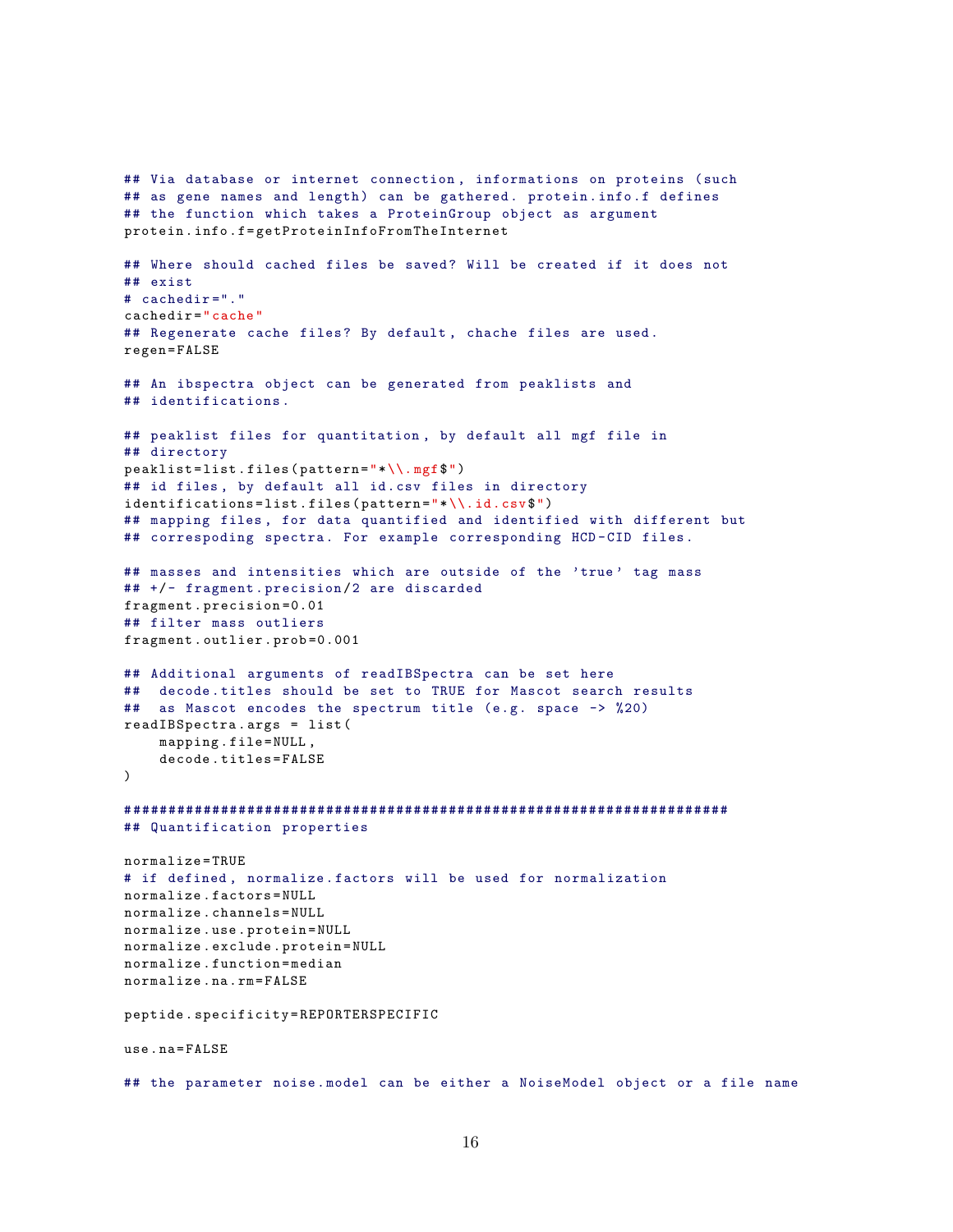```
## Via database or internet connection, informations on proteins (such
## as gene names and length) can be gathered. protein.info.f defines
## the function which takes a ProteinGroup object as argument
protein.info.f=getProteinInfoFromTheInternet

## Where should cached files be saved? Will be created if it does not
## exist
# cachedir="."
cachedir="cache"
## Regenerate cache files? By default, chache files are used.
regen=FALSE

## An ibspectra object can be generated from peaklists and
## identifications.

## peaklist files for quantitation, by default all mgf file in
## directory
peaklist=list.files(pattern="*\\.mgf$")
## id files, by default all id.csv files in directory
identifications=list.files(pattern="*\\.id.csv$")
## mapping files, for data quantified and identified with different but
## correspoding spectra. For example corresponding HCD-CID files.

## masses and intensities which are outside of the 'true' tag mass
## +/- fragment.precision/2 are discarded
fragment.precision=0.01
## filter mass outliers
fragment.outlier.prob=0.001

## Additional arguments of readIBSpectra can be set here
##  decode.titles should be set to TRUE for Mascot search results
##  as Mascot encodes the spectrum title (e.g. space -> %20)
readIBSpectra.args = list(
    mapping.file=NULL,
    decode.titles=FALSE
)

####################################################################
## Quantification properties

normalize=TRUE
# if defined, normalize.factors will be used for normalization
normalize.factors=NULL
normalize.channels=NULL
normalize.use.protein=NULL
normalize.exclude.protein=NULL
normalize.function=median
normalize.na.rm=FALSE

peptide.specificity=REPORTERSPECIFIC

use.na=FALSE

## the parameter noise.model can be either a NoiseModel object or a file name
```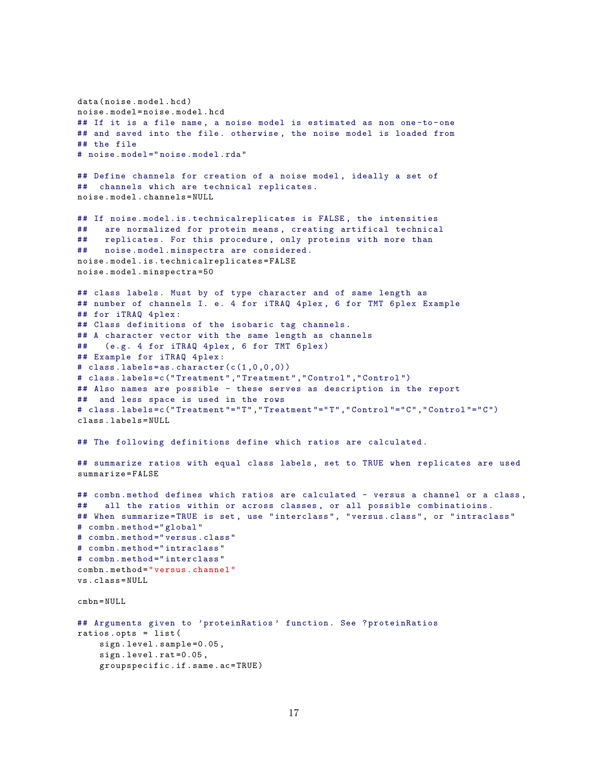```
data(noise.model.hcd)
noise.model=noise.model.hcd
## If it is a file name, a noise model is estimated as non one-to-one
## and saved into the file. otherwise, the noise model is loaded from
## the file
# noise.model="noise.model.rda"

## Define channels for creation of a noise model, ideally a set of
##  channels which are technical replicates.
noise.model.channels=NULL

## If noise.model.is.technicalreplicates is FALSE, the intensities
##   are normalized for protein means, creating artifical technical
##   replicates. For this procedure, only proteins with more than
##   noise.model.minspectra are considered.
noise.model.is.technicalreplicates=FALSE
noise.model.minspectra=50

## class labels. Must by of type character and of same length as
## number of channels I. e. 4 for iTRAQ 4plex, 6 for TMT 6plex Example
## for iTRAQ 4plex:
## Class definitions of the isobaric tag channels.
## A character vector with the same length as channels
##   (e.g. 4 for iTRAQ 4plex, 6 for TMT 6plex)
## Example for iTRAQ 4plex:
# class.labels=as.character(c(1,0,0,0))
# class.labels=c("Treatment","Treatment","Control","Control")
## Also names are possible - these serves as description in the report
##  and less space is used in the rows
# class.labels=c("Treatment"="T","Treatment"="T","Control"="C","Control"="C")
class.labels=NULL

## The following definitions define which ratios are calculated.

## summarize ratios with equal class labels, set to TRUE when replicates are used
summarize=FALSE

## combn.method defines which ratios are calculated - versus a channel or a class,
##   all the ratios within or across classes, or all possible combinatioins.
## When summarize=TRUE is set, use "interclass", "versus.class", or "intraclass"
# combn.method="global"
# combn.method="versus.class"
# combn.method="intraclass"
# combn.method="interclass"
combn.method="versus.channel"
vs.class=NULL

cmbn=NULL

## Arguments given to 'proteinRatios' function. See ?proteinRatios
ratios.opts = list(
    sign.level.sample=0.05,
    sign.level.rat=0.05,
    groupspecific.if.same.ac=TRUE)
```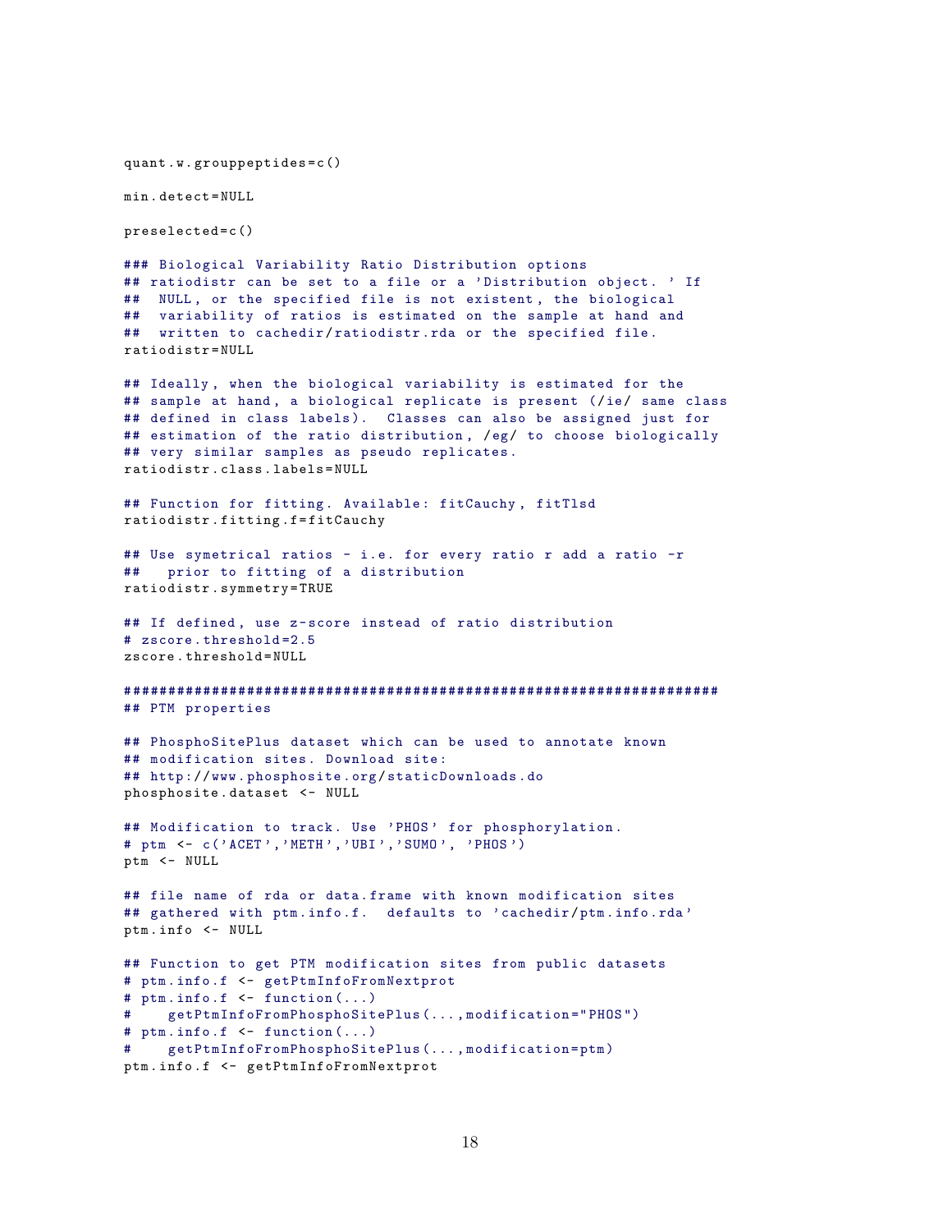```
quant.w.grouppeptides=c()

min.detect=NULL

preselected=c()

### Biological Variability Ratio Distribution options
## ratiodistr can be set to a file or a 'Distribution object.' If
##  NULL, or the specified file is not existent, the biological
##  variability of ratios is estimated on the sample at hand and
##  written to cachedir/ratiodistr.rda or the specified file.
ratiodistr=NULL

## Ideally, when the biological variability is estimated for the
## sample at hand, a biological replicate is present (/ie/ same class
## defined in class labels).  Classes can also be assigned just for
## estimation of the ratio distribution, /eg/ to choose biologically
## very similar samples as pseudo replicates.
ratiodistr.class.labels=NULL

## Function for fitting. Available: fitCauchy, fitTlsd
ratiodistr.fitting.f=fitCauchy

## Use symetrical ratios - i.e. for every ratio r add a ratio -r
##   prior to fitting of a distribution
ratiodistr.symmetry=TRUE

## If defined, use z-score instead of ratio distribution
# zscore.threshold=2.5
zscore.threshold=NULL

####################################################################
## PTM properties

## PhosphoSitePlus dataset which can be used to annotate known
## modification sites. Download site:
## http://www.phosphosite.org/staticDownloads.do
phosphosite.dataset <- NULL

## Modification to track. Use 'PHOS' for phosphorylation.
# ptm <- c('ACET','METH','UBI','SUMO', 'PHOS')
ptm <- NULL

## file name of rda or data.frame with known modification sites
## gathered with ptm.info.f.  defaults to 'cachedir/ptm.info.rda'
ptm.info <- NULL

## Function to get PTM modification sites from public datasets
# ptm.info.f <- getPtmInfoFromNextprot
# ptm.info.f <- function(...)
#    getPtmInfoFromPhosphoSitePlus(...,modification="PHOS")
# ptm.info.f <- function(...)
#    getPtmInfoFromPhosphoSitePlus(...,modification=ptm)
ptm.info.f <- getPtmInfoFromNextprot
```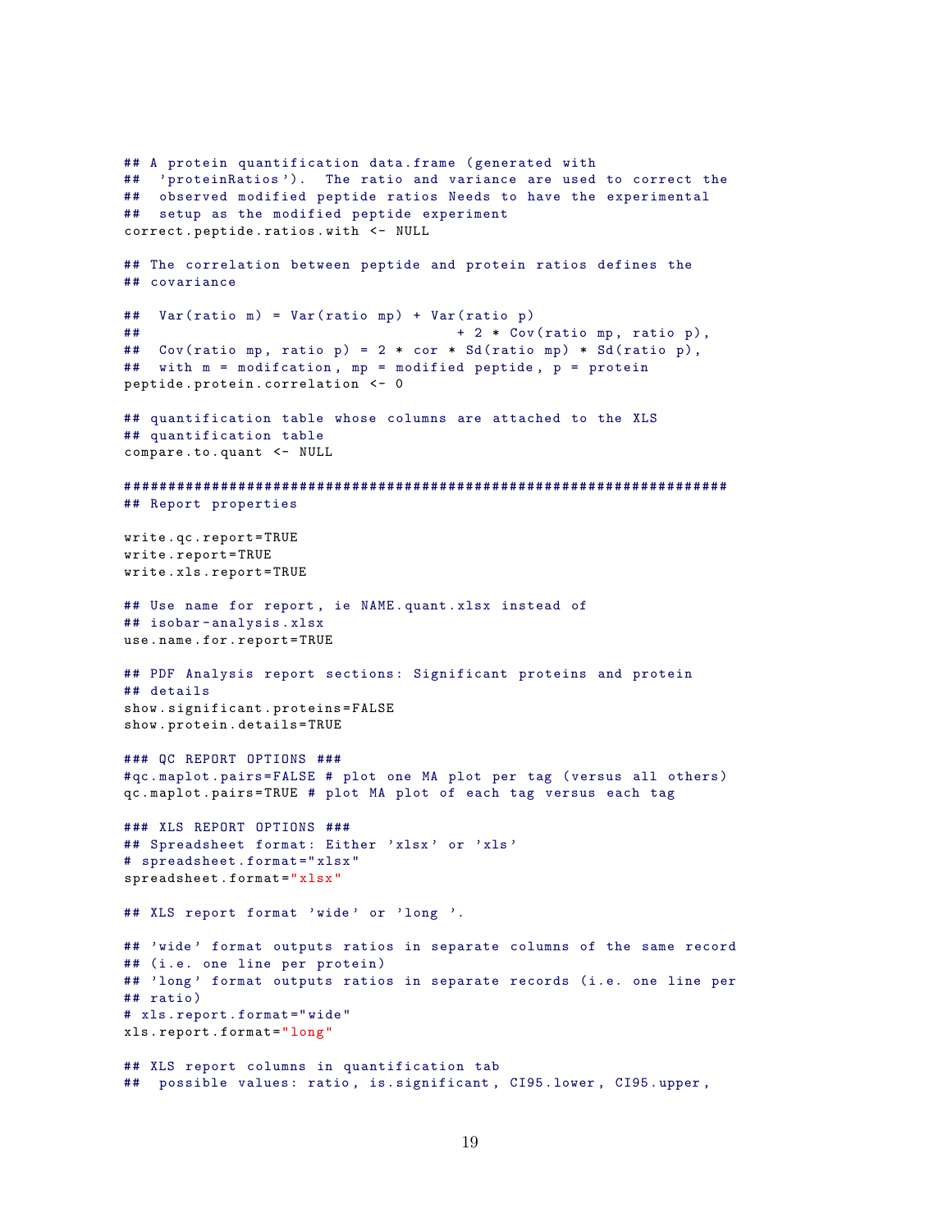```
## A protein quantification data.frame (generated with
##  'proteinRatios').  The ratio and variance are used to correct the
##  observed modified peptide ratios Needs to have the experimental
##  setup as the modified peptide experiment
correct.peptide.ratios.with <- NULL

## The correlation between peptide and protein ratios defines the
## covariance

##  Var(ratio m) = Var(ratio mp) + Var(ratio p)
##                                  + 2 * Cov(ratio mp, ratio p),
##  Cov(ratio mp, ratio p) = 2 * cor * Sd(ratio mp) * Sd(ratio p),
##  with m = modifcation, mp = modified peptide, p = protein
peptide.protein.correlation <- 0

## quantification table whose columns are attached to the XLS
## quantification table
compare.to.quant <- NULL

####################################################################
## Report properties

write.qc.report=TRUE
write.report=TRUE
write.xls.report=TRUE

## Use name for report, ie NAME.quant.xlsx instead of
## isobar-analysis.xlsx
use.name.for.report=TRUE

## PDF Analysis report sections: Significant proteins and protein
## details
show.significant.proteins=FALSE
show.protein.details=TRUE

### QC REPORT OPTIONS ###
#qc.maplot.pairs=FALSE # plot one MA plot per tag (versus all others)
qc.maplot.pairs=TRUE # plot MA plot of each tag versus each tag

### XLS REPORT OPTIONS ###
## Spreadsheet format: Either 'xlsx' or 'xls'
# spreadsheet.format="xlsx"
spreadsheet.format="xlsx"

## XLS report format 'wide' or 'long '.

## 'wide' format outputs ratios in separate columns of the same record
## (i.e. one line per protein)
## 'long' format outputs ratios in separate records (i.e. one line per
## ratio)
# xls.report.format="wide"
xls.report.format="long"

## XLS report columns in quantification tab
##  possible values: ratio, is.significant, CI95.lower, CI95.upper,
```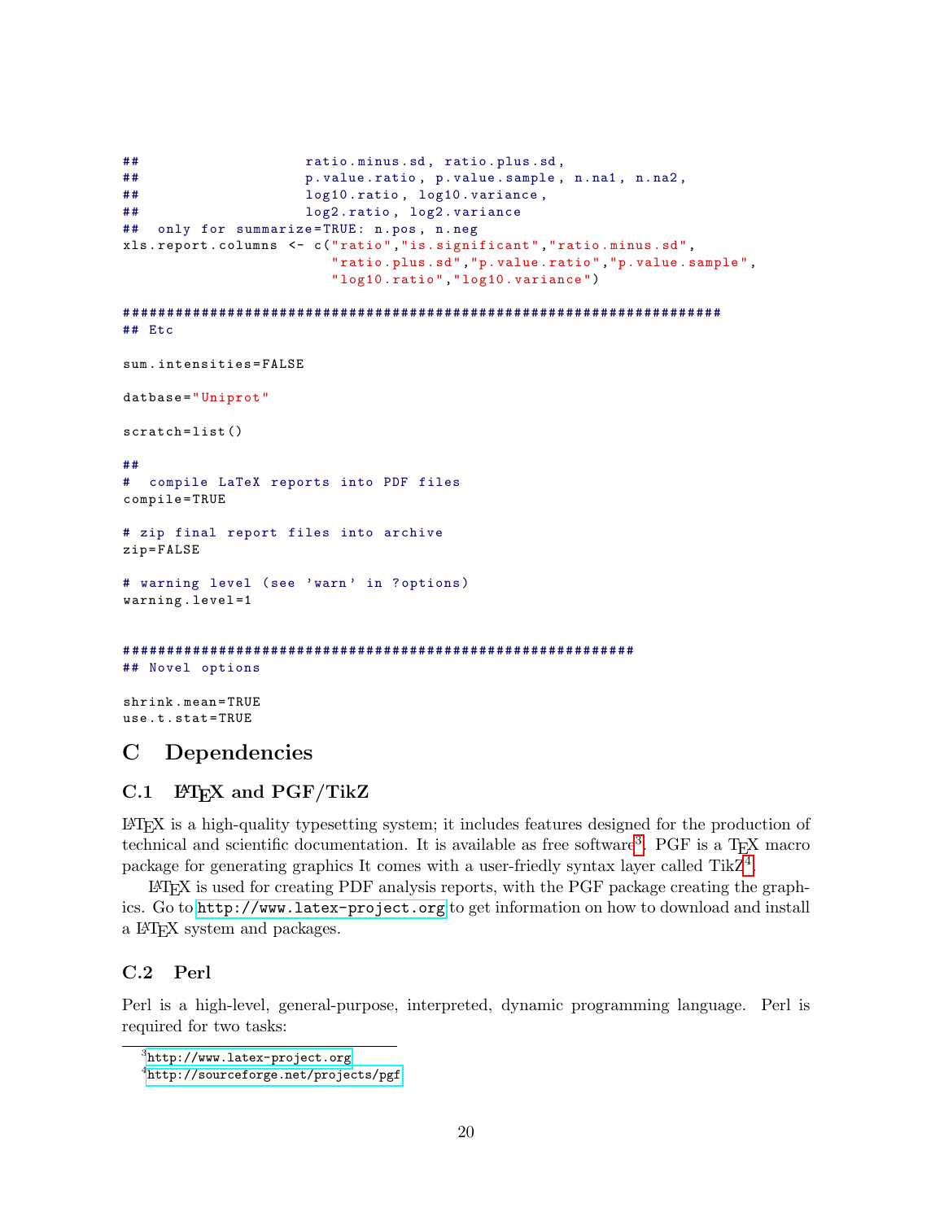```
##                    ratio.minus.sd, ratio.plus.sd,
##                    p.value.ratio, p.value.sample, n.na1, n.na2,
##                    log10.ratio, log10.variance,
##                    log2.ratio, log2.variance
##  only for summarize=TRUE: n.pos, n.neg
xls.report.columns <- c("ratio","is.significant","ratio.minus.sd",
                        "ratio.plus.sd","p.value.ratio","p.value.sample",
                        "log10.ratio","log10.variance")

######################################################################
## Etc

sum.intensities=FALSE

datbase="Uniprot"

scratch=list()

##
#  compile LaTeX reports into PDF files
compile=TRUE

# zip final report files into archive
zip=FALSE

# warning level (see 'warn' in ?options)
warning.level=1


############################################################
## Novel options

shrink.mean=TRUE
use.t.stat=TRUE
```

# C Dependencies

## C.1 LaTeX and PGF/TikZ

LaTeX is a high-quality typesetting system; it includes features designed for the production of technical and scientific documentation. It is available as free software[3]. PGF is a TeX macro package for generating graphics It comes with a user-friedly syntax layer called TikZ[4].

LaTeX is used for creating PDF analysis reports, with the PGF package creating the graphics. Go to http://www.latex-project.org to get information on how to download and install a LaTeX system and packages.

## C.2 Perl

Perl is a high-level, general-purpose, interpreted, dynamic programming language. Perl is required for two tasks:

[3] http://www.latex-project.org

[4] http://sourceforge.net/projects/pgf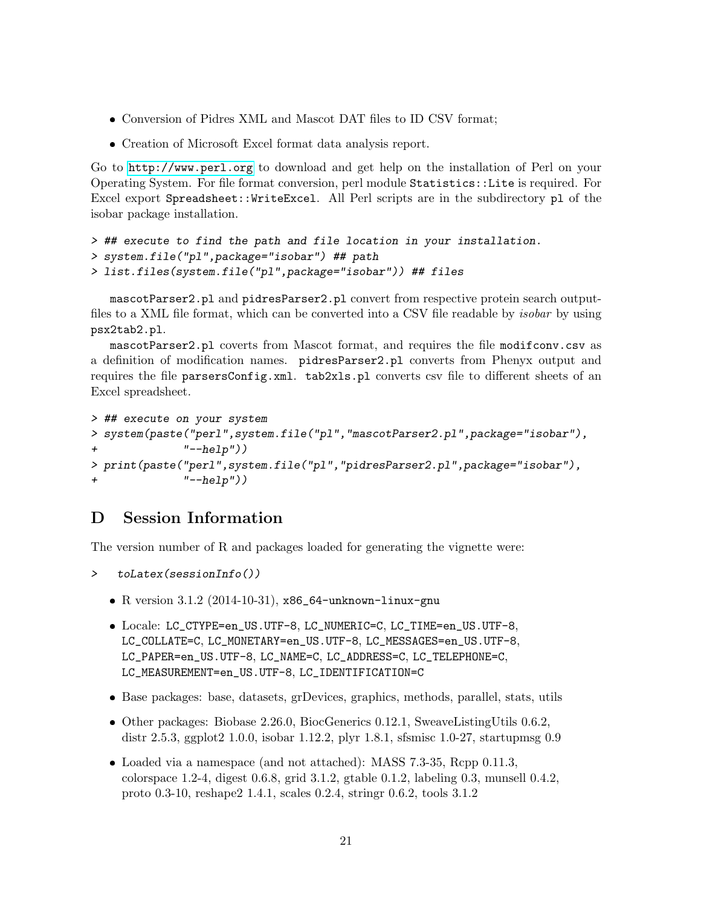- Conversion of Pidres XML and Mascot DAT files to ID CSV format;
- Creation of Microsoft Excel format data analysis report.

Go to http://www.perl.org to download and get help on the installation of Perl on your Operating System. For file format conversion, perl module `Statistics::Lite` is required. For Excel export `Spreadsheet::WriteExcel`. All Perl scripts are in the subdirectory `pl` of the isobar package installation.

```
> ## execute to find the path and file location in your installation.
> system.file("pl",package="isobar") ## path
> list.files(system.file("pl",package="isobar")) ## files
```

`mascotParser2.pl` and `pidresParser2.pl` convert from respective protein search output-files to a XML file format, which can be converted into a CSV file readable by *isobar* by using `psx2tab2.pl`.

`mascotParser2.pl` coverts from Mascot format, and requires the file `modifconv.csv` as a definition of modification names. `pidresParser2.pl` converts from Phenyx output and requires the file `parsersConfig.xml`. `tab2xls.pl` converts csv file to different sheets of an Excel spreadsheet.

```
> ## execute on your system
> system(paste("perl",system.file("pl","mascotParser2.pl",package="isobar"),
+              "--help"))
> print(paste("perl",system.file("pl","pidresParser2.pl",package="isobar"),
+              "--help"))
```

## D Session Information

The version number of R and packages loaded for generating the vignette were:

```
>   toLatex(sessionInfo())
```

- R version 3.1.2 (2014-10-31), `x86_64-unknown-linux-gnu`
- Locale: `LC_CTYPE=en_US.UTF-8`, `LC_NUMERIC=C`, `LC_TIME=en_US.UTF-8`, `LC_COLLATE=C`, `LC_MONETARY=en_US.UTF-8`, `LC_MESSAGES=en_US.UTF-8`, `LC_PAPER=en_US.UTF-8`, `LC_NAME=C`, `LC_ADDRESS=C`, `LC_TELEPHONE=C`, `LC_MEASUREMENT=en_US.UTF-8`, `LC_IDENTIFICATION=C`
- Base packages: base, datasets, grDevices, graphics, methods, parallel, stats, utils
- Other packages: Biobase 2.26.0, BiocGenerics 0.12.1, SweaveListingUtils 0.6.2, distr 2.5.3, ggplot2 1.0.0, isobar 1.12.2, plyr 1.8.1, sfsmisc 1.0-27, startupmsg 0.9
- Loaded via a namespace (and not attached): MASS 7.3-35, Rcpp 0.11.3, colorspace 1.2-4, digest 0.6.8, grid 3.1.2, gtable 0.1.2, labeling 0.3, munsell 0.4.2, proto 0.3-10, reshape2 1.4.1, scales 0.2.4, stringr 0.6.2, tools 3.1.2